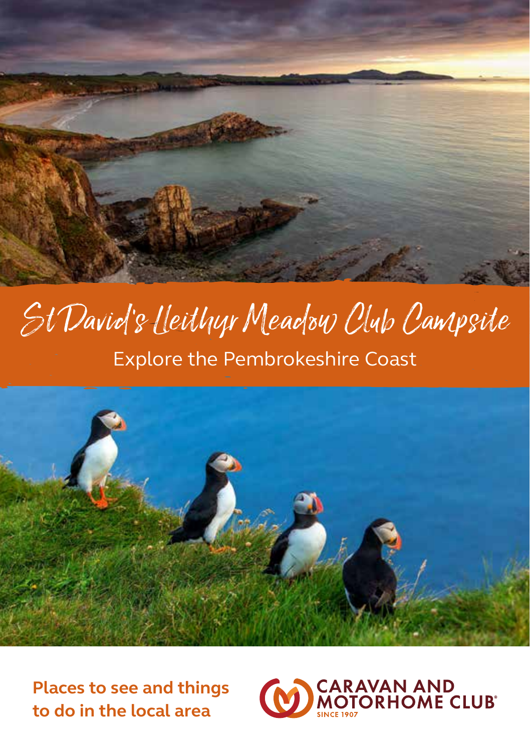# St David's Lleithyr Meadow Club Campsite

Explore the Pembrokeshire Coast

**Places to see and things to do in the local area**

CARAVAN AND MOTORHOME CLUB
SINCE 1907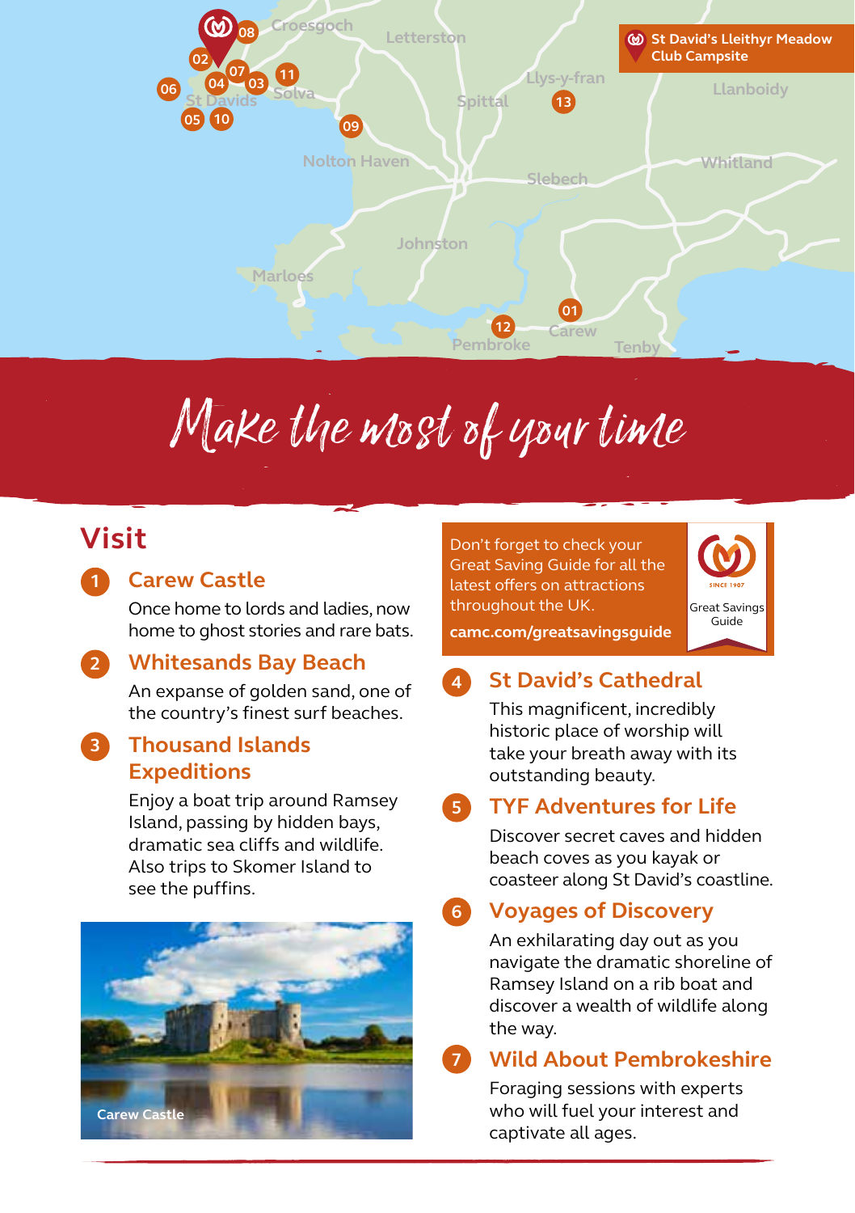St David's Lleithyr Meadow Club Campsite

# Make the most of your time

## Visit

### 1 Carew Castle

Once home to lords and ladies, now home to ghost stories and rare bats.

### 2 Whitesands Bay Beach

An expanse of golden sand, one of the country's finest surf beaches.

### 3 Thousand Islands Expeditions

Enjoy a boat trip around Ramsey Island, passing by hidden bays, dramatic sea cliffs and wildlife. Also trips to Skomer Island to see the puffins.

Carew Castle

Don't forget to check your Great Saving Guide for all the latest offers on attractions throughout the UK.

**camc.com/greatsavingsguide**

Great Savings Guide

### 4 St David's Cathedral

This magnificent, incredibly historic place of worship will take your breath away with its outstanding beauty.

### 5 TYF Adventures for Life

Discover secret caves and hidden beach coves as you kayak or coasteer along St David's coastline.

### 6 Voyages of Discovery

An exhilarating day out as you navigate the dramatic shoreline of Ramsey Island on a rib boat and discover a wealth of wildlife along the way.

### 7 Wild About Pembrokeshire

Foraging sessions with experts who will fuel your interest and captivate all ages.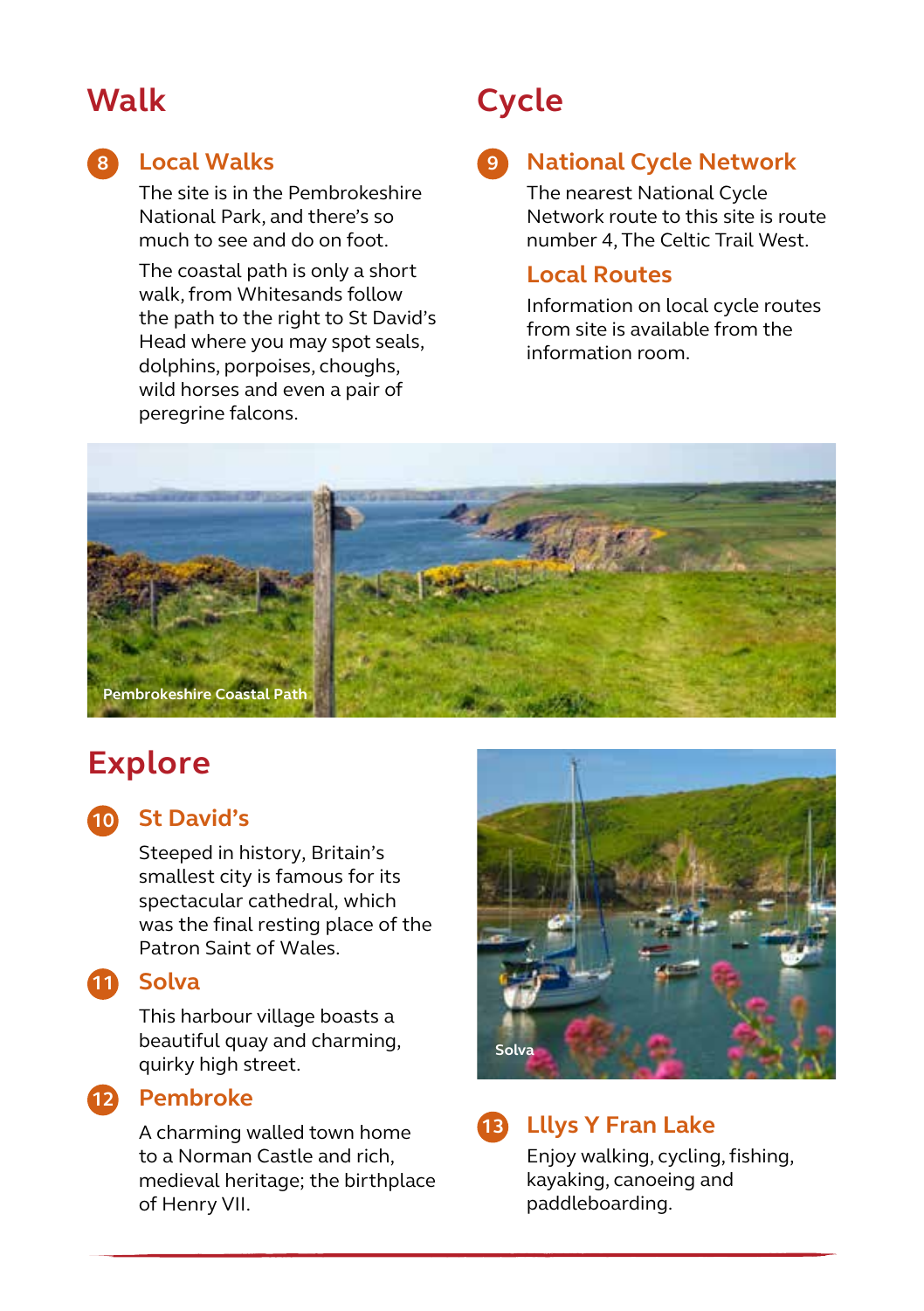## Walk

### 8 Local Walks

The site is in the Pembrokeshire National Park, and there's so much to see and do on foot.

The coastal path is only a short walk, from Whitesands follow the path to the right to St David's Head where you may spot seals, dolphins, porpoises, choughs, wild horses and even a pair of peregrine falcons.

## Cycle

### 9 National Cycle Network

The nearest National Cycle Network route to this site is route number 4, The Celtic Trail West.

### Local Routes

Information on local cycle routes from site is available from the information room.

Pembrokeshire Coastal Path

## Explore

### 10 St David's

Steeped in history, Britain's smallest city is famous for its spectacular cathedral, which was the final resting place of the Patron Saint of Wales.

### 11 Solva

This harbour village boasts a beautiful quay and charming, quirky high street.

### 12 Pembroke

A charming walled town home to a Norman Castle and rich, medieval heritage; the birthplace of Henry VII.

Solva

### 13 Llys Y Fran Lake

Enjoy walking, cycling, fishing, kayaking, canoeing and paddleboarding.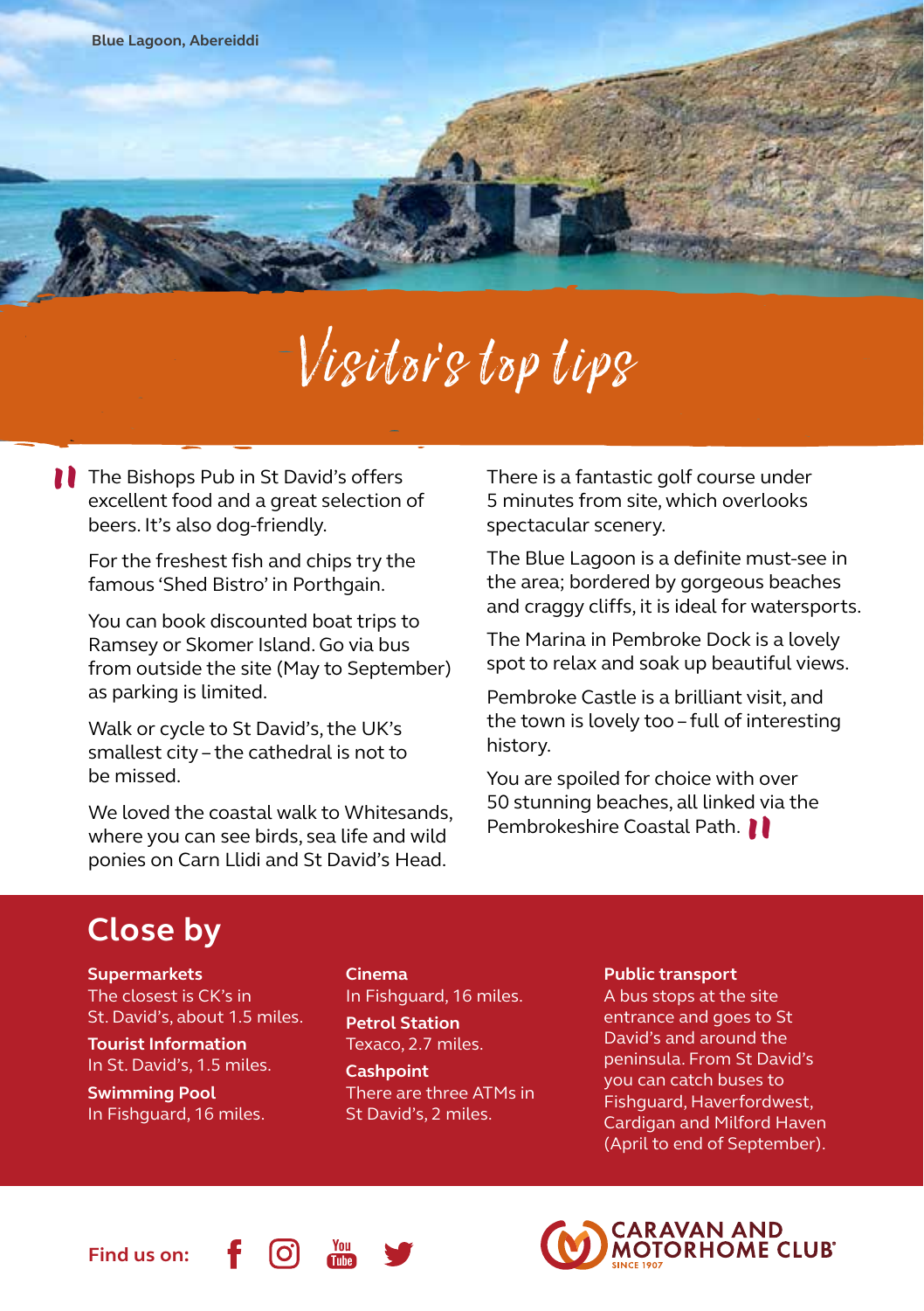Blue Lagoon, Abereiddi

# Visitor's top tips

"The Bishops Pub in St David's offers excellent food and a great selection of beers. It's also dog-friendly.

For the freshest fish and chips try the famous 'Shed Bistro' in Porthgain.

You can book discounted boat trips to Ramsey or Skomer Island. Go via bus from outside the site (May to September) as parking is limited.

Walk or cycle to St David's, the UK's smallest city – the cathedral is not to be missed.

We loved the coastal walk to Whitesands, where you can see birds, sea life and wild ponies on Carn Llidi and St David's Head.

There is a fantastic golf course under 5 minutes from site, which overlooks spectacular scenery.

The Blue Lagoon is a definite must-see in the area; bordered by gorgeous beaches and craggy cliffs, it is ideal for watersports.

The Marina in Pembroke Dock is a lovely spot to relax and soak up beautiful views.

Pembroke Castle is a brilliant visit, and the town is lovely too – full of interesting history.

You are spoiled for choice with over 50 stunning beaches, all linked via the Pembrokeshire Coastal Path."

## Close by

**Supermarkets**
The closest is CK's in St. David's, about 1.5 miles.

**Tourist Information**
In St. David's, 1.5 miles.

**Swimming Pool**
In Fishguard, 16 miles.

**Cinema**
In Fishguard, 16 miles.

**Petrol Station**
Texaco, 2.7 miles.

**Cashpoint**
There are three ATMs in St David's, 2 miles.

**Public transport**
A bus stops at the site entrance and goes to St David's and around the peninsula. From St David's you can catch buses to Fishguard, Haverfordwest, Cardigan and Milford Haven (April to end of September).

**Find us on:**

CARAVAN AND MOTORHOME CLUB SINCE 1907